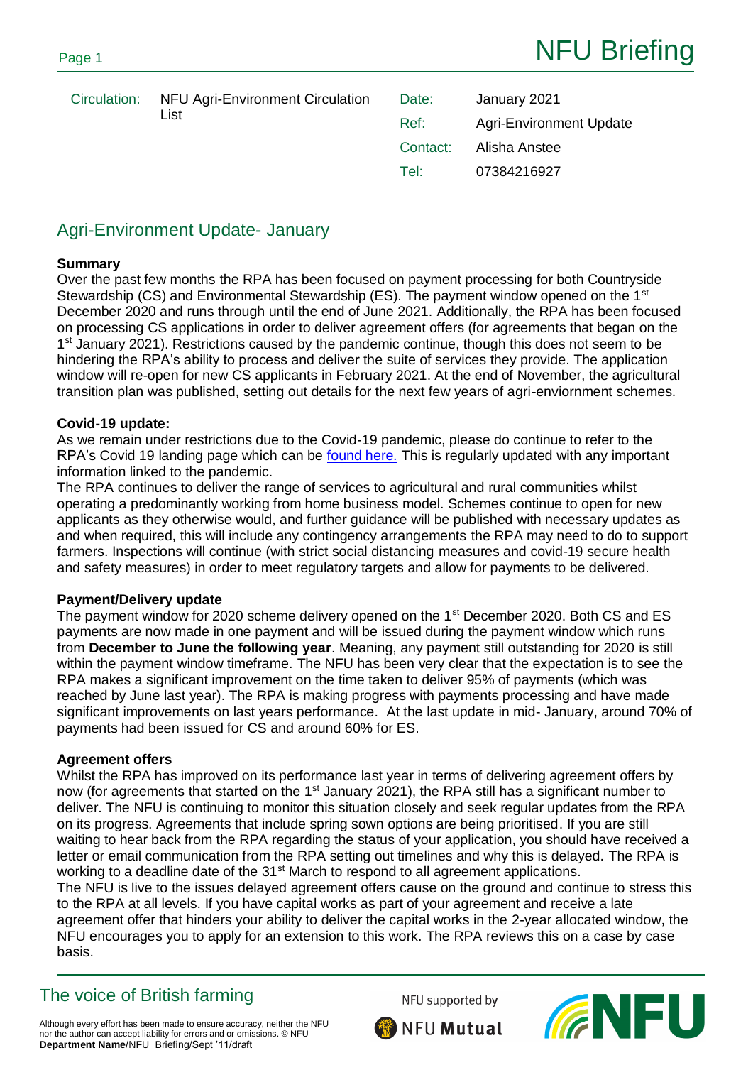# NFU Briefing

| Circulation: | NFU Agri-Environment Circulation List | Date: | January 2021 |
|---|---|---|---|
| | | Ref: | Agri-Environment Update |
| | | Contact: | Alisha Anstee |
| | | Tel: | 07384216927 |

## Agri-Environment Update- January

**Summary**

Over the past few months the RPA has been focused on payment processing for both Countryside Stewardship (CS) and Environmental Stewardship (ES). The payment window opened on the 1st December 2020 and runs through until the end of June 2021. Additionally, the RPA has been focused on processing CS applications in order to deliver agreement offers (for agreements that began on the 1st January 2021). Restrictions caused by the pandemic continue, though this does not seem to be hindering the RPA's ability to process and deliver the suite of services they provide. The application window will re-open for new CS applicants in February 2021. At the end of November, the agricultural transition plan was published, setting out details for the next few years of agri-enviornment schemes.

**Covid-19 update:**

As we remain under restrictions due to the Covid-19 pandemic, please do continue to refer to the RPA's Covid 19 landing page which can be [found here.]() This is regularly updated with any important information linked to the pandemic.

The RPA continues to deliver the range of services to agricultural and rural communities whilst operating a predominantly working from home business model. Schemes continue to open for new applicants as they otherwise would, and further guidance will be published with necessary updates as and when required, this will include any contingency arrangements the RPA may need to do to support farmers. Inspections will continue (with strict social distancing measures and covid-19 secure health and safety measures) in order to meet regulatory targets and allow for payments to be delivered.

**Payment/Delivery update**

The payment window for 2020 scheme delivery opened on the 1st December 2020. Both CS and ES payments are now made in one payment and will be issued during the payment window which runs from **December to June the following year**. Meaning, any payment still outstanding for 2020 is still within the payment window timeframe. The NFU has been very clear that the expectation is to see the RPA makes a significant improvement on the time taken to deliver 95% of payments (which was reached by June last year). The RPA is making progress with payments processing and have made significant improvements on last years performance. At the last update in mid- January, around 70% of payments had been issued for CS and around 60% for ES.

**Agreement offers**

Whilst the RPA has improved on its performance last year in terms of delivering agreement offers by now (for agreements that started on the 1st January 2021), the RPA still has a significant number to deliver. The NFU is continuing to monitor this situation closely and seek regular updates from the RPA on its progress. Agreements that include spring sown options are being prioritised. If you are still waiting to hear back from the RPA regarding the status of your application, you should have received a letter or email communication from the RPA setting out timelines and why this is delayed. The RPA is working to a deadline date of the 31st March to respond to all agreement applications.

The NFU is live to the issues delayed agreement offers cause on the ground and continue to stress this to the RPA at all levels. If you have capital works as part of your agreement and receive a late agreement offer that hinders your ability to deliver the capital works in the 2-year allocated window, the NFU encourages you to apply for an extension to this work. The RPA reviews this on a case by case basis.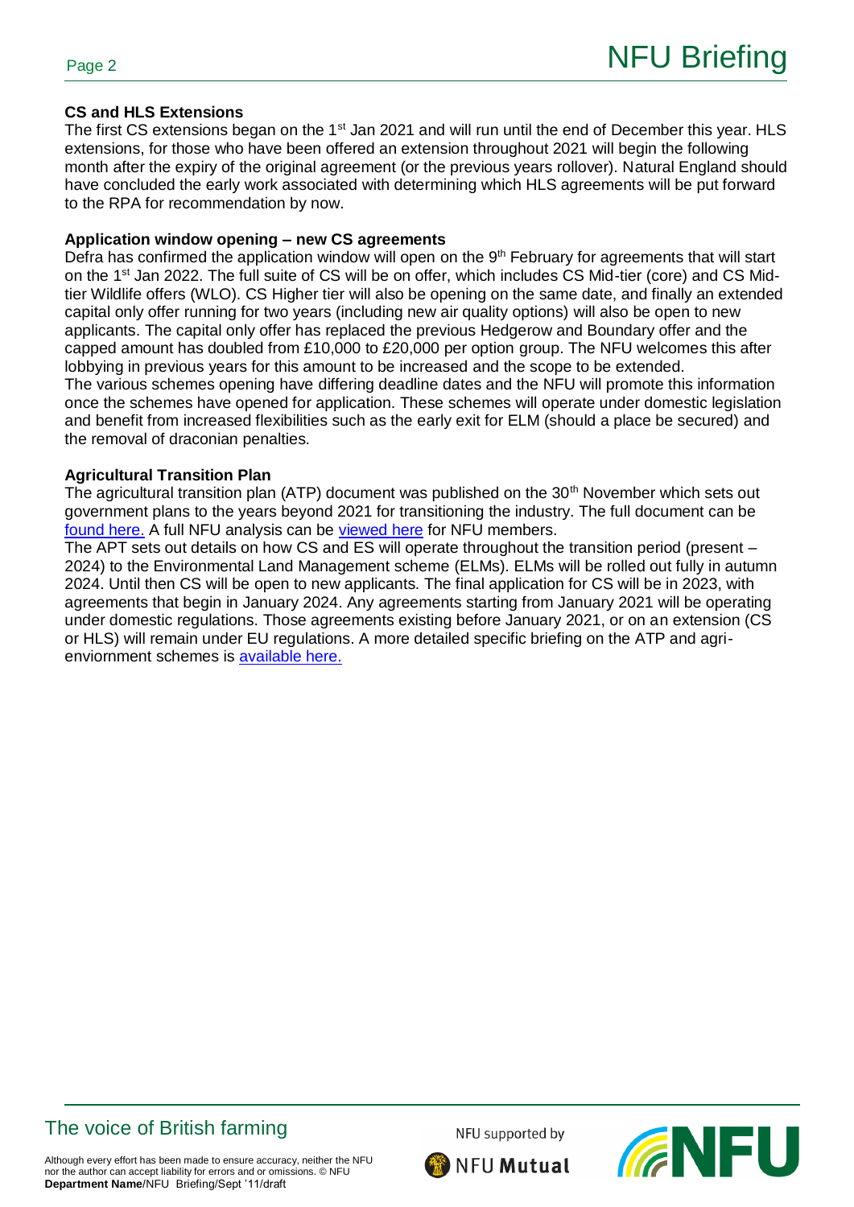**CS and HLS Extensions**

The first CS extensions began on the 1st Jan 2021 and will run until the end of December this year. HLS extensions, for those who have been offered an extension throughout 2021 will begin the following month after the expiry of the original agreement (or the previous years rollover). Natural England should have concluded the early work associated with determining which HLS agreements will be put forward to the RPA for recommendation by now.

**Application window opening – new CS agreements**

Defra has confirmed the application window will open on the 9th February for agreements that will start on the 1st Jan 2022. The full suite of CS will be on offer, which includes CS Mid-tier (core) and CS Mid-tier Wildlife offers (WLO). CS Higher tier will also be opening on the same date, and finally an extended capital only offer running for two years (including new air quality options) will also be open to new applicants. The capital only offer has replaced the previous Hedgerow and Boundary offer and the capped amount has doubled from £10,000 to £20,000 per option group. The NFU welcomes this after lobbying in previous years for this amount to be increased and the scope to be extended.

The various schemes opening have differing deadline dates and the NFU will promote this information once the schemes have opened for application. These schemes will operate under domestic legislation and benefit from increased flexibilities such as the early exit for ELM (should a place be secured) and the removal of draconian penalties.

**Agricultural Transition Plan**

The agricultural transition plan (ATP) document was published on the 30th November which sets out government plans to the years beyond 2021 for transitioning the industry. The full document can be found here. A full NFU analysis can be viewed here for NFU members.

The APT sets out details on how CS and ES will operate throughout the transition period (present – 2024) to the Environmental Land Management scheme (ELMs). ELMs will be rolled out fully in autumn 2024. Until then CS will be open to new applicants. The final application for CS will be in 2023, with agreements that begin in January 2024. Any agreements starting from January 2021 will be operating under domestic regulations. Those agreements existing before January 2021, or on an extension (CS or HLS) will remain under EU regulations. A more detailed specific briefing on the ATP and agri-enviornment schemes is available here.